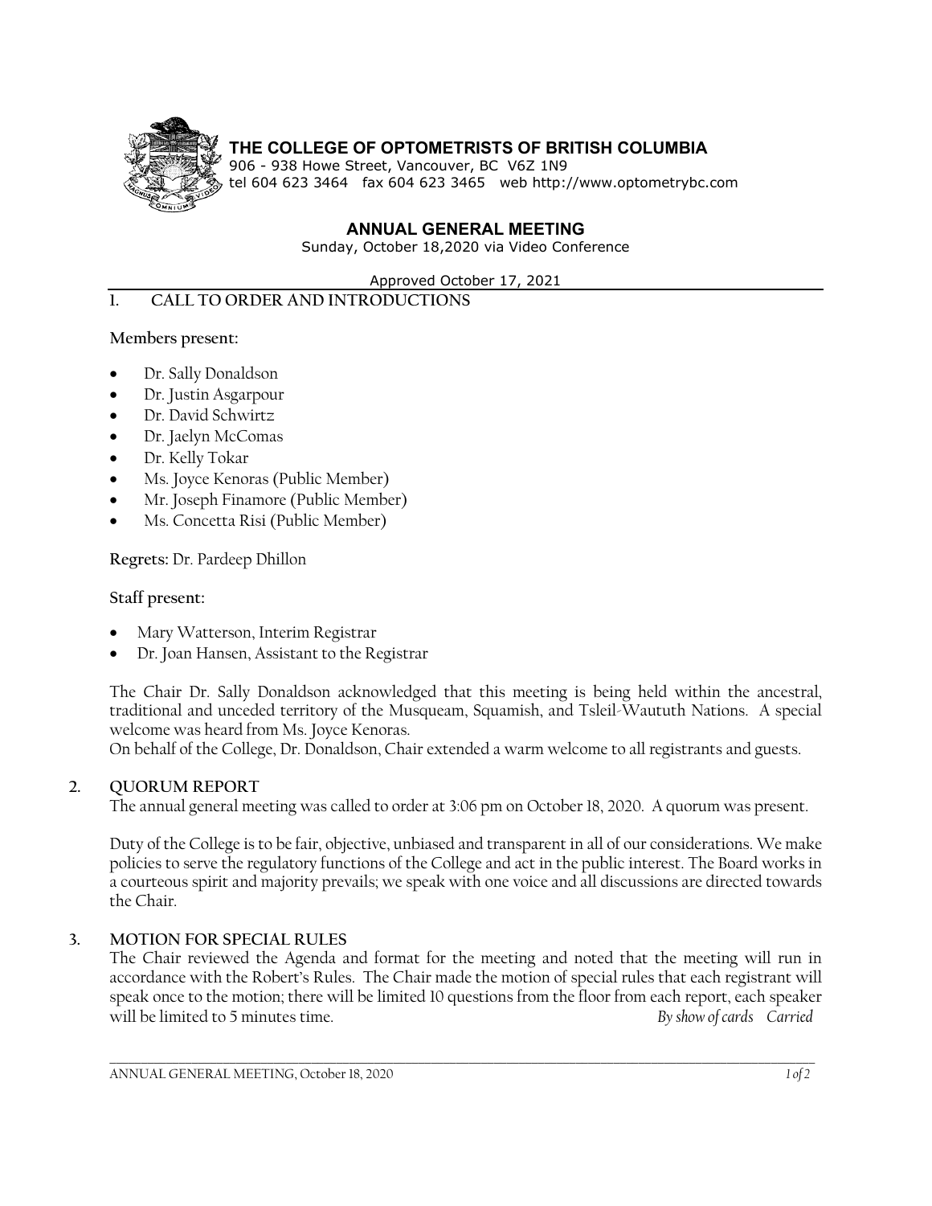**THE COLLEGE OF OPTOMETRISTS OF BRITISH COLUMBIA**
906 - 938 Howe Street, Vancouver, BC V6Z 1N9
tel 604 623 3464 fax 604 623 3465 web http://www.optometrybc.com

# ANNUAL GENERAL MEETING

Sunday, October 18,2020 via Video Conference

Approved October 17, 2021

## 1. CALL TO ORDER AND INTRODUCTIONS

**Members present:**

- Dr. Sally Donaldson
- Dr. Justin Asgarpour
- Dr. David Schwirtz
- Dr. Jaelyn McComas
- Dr. Kelly Tokar
- Ms. Joyce Kenoras (Public Member)
- Mr. Joseph Finamore (Public Member)
- Ms. Concetta Risi (Public Member)

**Regrets:** Dr. Pardeep Dhillon

**Staff present:**

- Mary Watterson, Interim Registrar
- Dr. Joan Hansen, Assistant to the Registrar

The Chair Dr. Sally Donaldson acknowledged that this meeting is being held within the ancestral, traditional and unceded territory of the Musqueam, Squamish, and Tsleil-Waututh Nations. A special welcome was heard from Ms. Joyce Kenoras.
On behalf of the College, Dr. Donaldson, Chair extended a warm welcome to all registrants and guests.

## 2. QUORUM REPORT

The annual general meeting was called to order at 3:06 pm on October 18, 2020. A quorum was present.

Duty of the College is to be fair, objective, unbiased and transparent in all of our considerations. We make policies to serve the regulatory functions of the College and act in the public interest. The Board works in a courteous spirit and majority prevails; we speak with one voice and all discussions are directed towards the Chair.

## 3. MOTION FOR SPECIAL RULES

The Chair reviewed the Agenda and format for the meeting and noted that the meeting will run in accordance with the Robert's Rules. The Chair made the motion of special rules that each registrant will speak once to the motion; there will be limited 10 questions from the floor from each report, each speaker will be limited to 5 minutes time. *By show of cards Carried*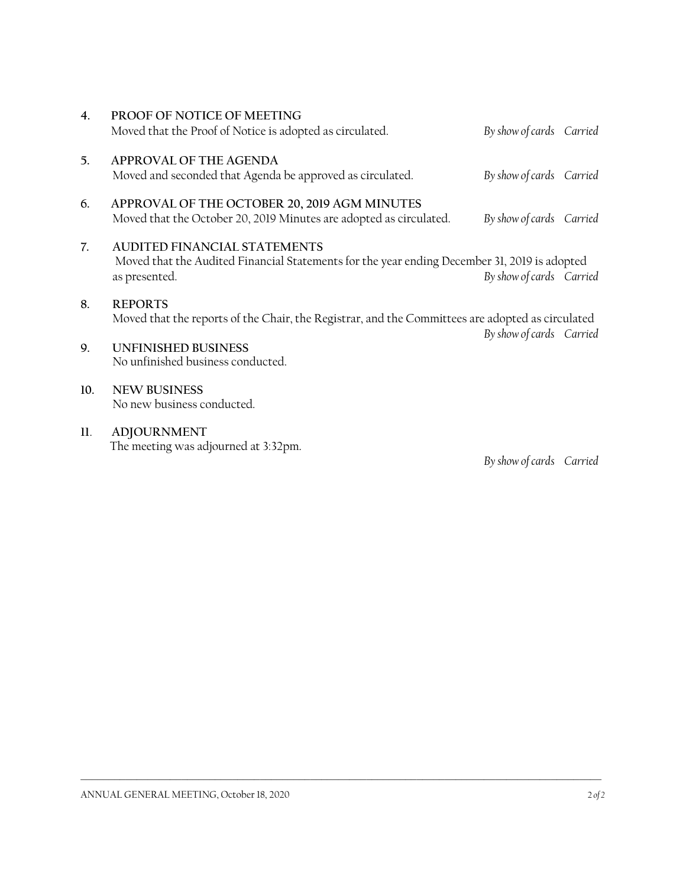4. **PROOF OF NOTICE OF MEETING**
   Moved that the Proof of Notice is adopted as circulated. *By show of cards Carried*

5. **APPROVAL OF THE AGENDA**
   Moved and seconded that Agenda be approved as circulated. *By show of cards Carried*

6. **APPROVAL OF THE OCTOBER 20, 2019 AGM MINUTES**
   Moved that the October 20, 2019 Minutes are adopted as circulated. *By show of cards Carried*

7. **AUDITED FINANCIAL STATEMENTS**
   Moved that the Audited Financial Statements for the year ending December 31, 2019 is adopted as presented. *By show of cards Carried*

8. **REPORTS**
   Moved that the reports of the Chair, the Registrar, and the Committees are adopted as circulated *By show of cards Carried*

9. **UNFINISHED BUSINESS**
   No unfinished business conducted.

10. **NEW BUSINESS**
    No new business conducted.

11. **ADJOURNMENT**
    The meeting was adjourned at 3:32pm.
    *By show of cards Carried*